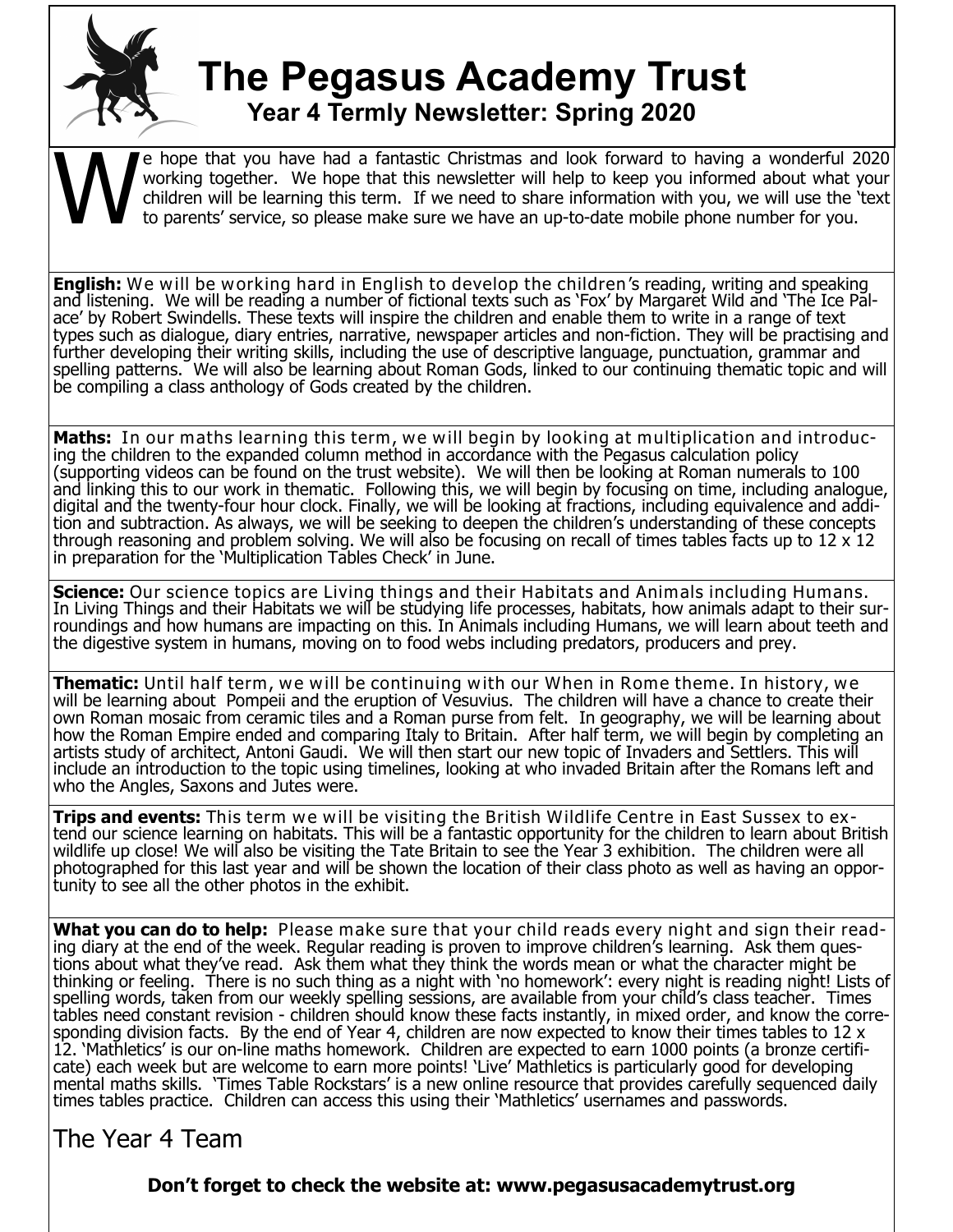# The Pegasus Academy Trust

## Year 4 Termly Newsletter: Spring 2020

We hope that you have had a fantastic Christmas and look forward to having a wonderful 2020 working together. We hope that this newsletter will help to keep you informed about what your children will be learning this term. If we need to share information with you, we will use the 'text to parents' service, so please make sure we have an up-to-date mobile phone number for you.

**English:** We will be working hard in English to develop the children's reading, writing and speaking and listening. We will be reading a number of fictional texts such as 'Fox' by Margaret Wild and 'The Ice Palace' by Robert Swindells. These texts will inspire the children and enable them to write in a range of text types such as dialogue, diary entries, narrative, newspaper articles and non-fiction. They will be practising and further developing their writing skills, including the use of descriptive language, punctuation, grammar and spelling patterns. We will also be learning about Roman Gods, linked to our continuing thematic topic and will be compiling a class anthology of Gods created by the children.

**Maths:** In our maths learning this term, we will begin by looking at multiplication and introducing the children to the expanded column method in accordance with the Pegasus calculation policy (supporting videos can be found on the trust website). We will then be looking at Roman numerals to 100 and linking this to our work in thematic. Following this, we will begin by focusing on time, including analogue, digital and the twenty-four hour clock. Finally, we will be looking at fractions, including equivalence and addition and subtraction. As always, we will be seeking to deepen the children's understanding of these concepts through reasoning and problem solving. We will also be focusing on recall of times tables facts up to 12 x 12 in preparation for the 'Multiplication Tables Check' in June.

**Science:** Our science topics are Living things and their Habitats and Animals including Humans. In Living Things and their Habitats we will be studying life processes, habitats, how animals adapt to their surroundings and how humans are impacting on this. In Animals including Humans, we will learn about teeth and the digestive system in humans, moving on to food webs including predators, producers and prey.

**Thematic:** Until half term, we will be continuing with our When in Rome theme. In history, we will be learning about Pompeii and the eruption of Vesuvius. The children will have a chance to create their own Roman mosaic from ceramic tiles and a Roman purse from felt. In geography, we will be learning about how the Roman Empire ended and comparing Italy to Britain. After half term, we will begin by completing an artists study of architect, Antoni Gaudi. We will then start our new topic of Invaders and Settlers. This will include an introduction to the topic using timelines, looking at who invaded Britain after the Romans left and who the Angles, Saxons and Jutes were.

**Trips and events:** This term we will be visiting the British Wildlife Centre in East Sussex to extend our science learning on habitats. This will be a fantastic opportunity for the children to learn about British wildlife up close! We will also be visiting the Tate Britain to see the Year 3 exhibition. The children were all photographed for this last year and will be shown the location of their class photo as well as having an opportunity to see all the other photos in the exhibit.

**What you can do to help:** Please make sure that your child reads every night and sign their reading diary at the end of the week. Regular reading is proven to improve children's learning. Ask them questions about what they've read. Ask them what they think the words mean or what the character might be thinking or feeling. There is no such thing as a night with 'no homework': every night is reading night! Lists of spelling words, taken from our weekly spelling sessions, are available from your child's class teacher. Times tables need constant revision - children should know these facts instantly, in mixed order, and know the corresponding division facts. By the end of Year 4, children are now expected to know their times tables to 12 x 12. 'Mathletics' is our on-line maths homework. Children are expected to earn 1000 points (a bronze certificate) each week but are welcome to earn more points! 'Live' Mathletics is particularly good for developing mental maths skills. 'Times Table Rockstars' is a new online resource that provides carefully sequenced daily times tables practice. Children can access this using their 'Mathletics' usernames and passwords.

The Year 4 Team

**Don't forget to check the website at: www.pegasusacademytrust.org**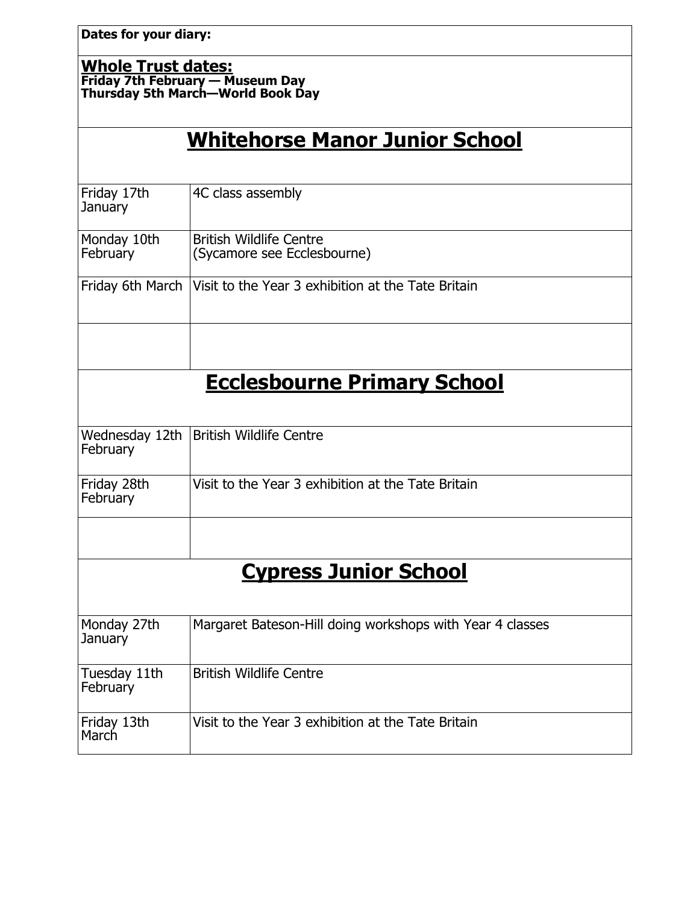**Dates for your diary:**

**Whole Trust dates:**
**Friday 7th February — Museum Day**
**Thursday 5th March—World Book Day**

# Whitehorse Manor Junior School

| | |
|---|---|
| Friday 17th January | 4C class assembly |
| Monday 10th February | British Wildlife Centre (Sycamore see Ecclesbourne) |
| Friday 6th March | Visit to the Year 3 exhibition at the Tate Britain |
| | |

# Ecclesbourne Primary School

| | |
|---|---|
| Wednesday 12th February | British Wildlife Centre |
| Friday 28th February | Visit to the Year 3 exhibition at the Tate Britain |
| | |

# Cypress Junior School

| | |
|---|---|
| Monday 27th January | Margaret Bateson-Hill doing workshops with Year 4 classes |
| Tuesday 11th February | British Wildlife Centre |
| Friday 13th March | Visit to the Year 3 exhibition at the Tate Britain |